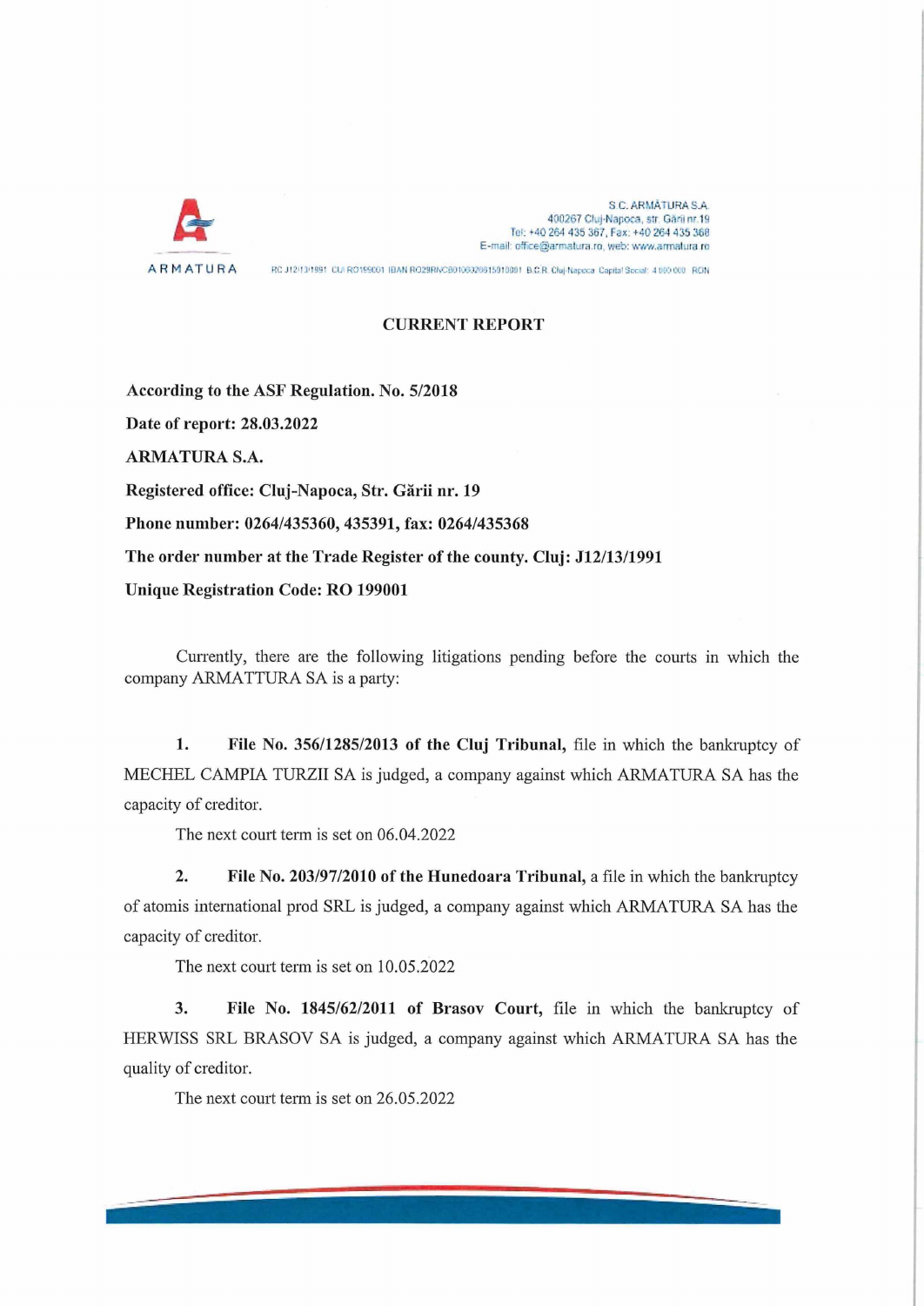ARMATURA

S.C. ARMĂTURA S.A.
400267 Cluj-Napoca, str. Gării nr.19
Tel: +40 264 435 367, Fax: +40 264 435 368
E-mail: office@armatura.ro, web: www.armatura.ro

RC J12/13/1991 CUI RO199001 IBAN RO29RNCB0106026615010001 B.C.R. Cluj-Napoca Capital Social: 4 000 000 RON

# CURRENT REPORT

**According to the ASF Regulation. No. 5/2018**

**Date of report: 28.03.2022**

**ARMATURA S.A.**

**Registered office: Cluj-Napoca, Str. Gării nr. 19**

**Phone number: 0264/435360, 435391, fax: 0264/435368**

**The order number at the Trade Register of the county. Cluj: J12/13/1991**

**Unique Registration Code: RO 199001**

Currently, there are the following litigations pending before the courts in which the company ARMATTURA SA is a party:

1. **File No. 356/1285/2013 of the Cluj Tribunal,** file in which the bankruptcy of MECHEL CAMPIA TURZII SA is judged, a company against which ARMATURA SA has the capacity of creditor.

   The next court term is set on 06.04.2022

2. **File No. 203/97/2010 of the Hunedoara Tribunal,** a file in which the bankruptcy of atomis international prod SRL is judged, a company against which ARMATURA SA has the capacity of creditor.

   The next court term is set on 10.05.2022

3. **File No. 1845/62/2011 of Brasov Court,** file in which the bankruptcy of HERWISS SRL BRASOV SA is judged, a company against which ARMATURA SA has the quality of creditor.

   The next court term is set on 26.05.2022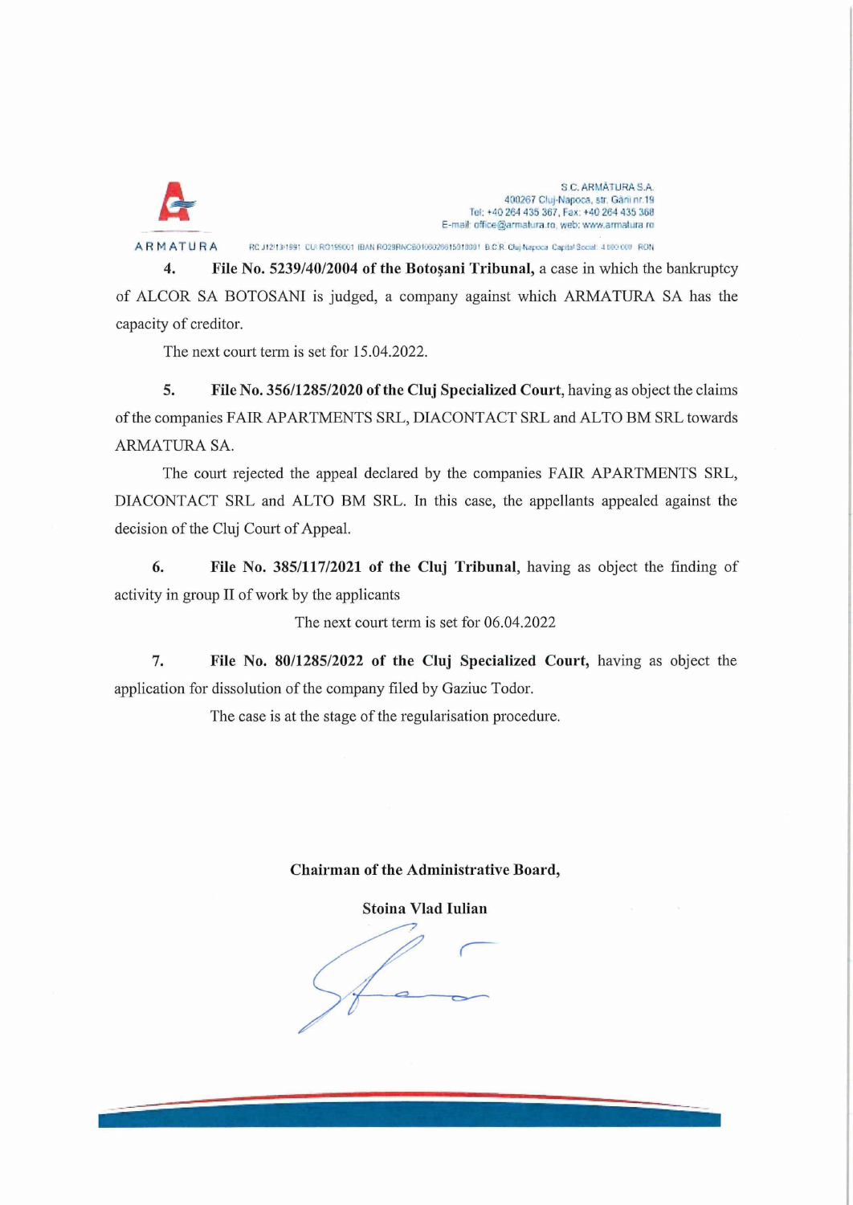**4. File No. 5239/40/2004 of the Botoșani Tribunal,** a case in which the bankruptcy of ALCOR SA BOTOSANI is judged, a company against which ARMATURA SA has the capacity of creditor.

The next court term is set for 15.04.2022.

**5. File No. 356/1285/2020 of the Cluj Specialized Court**, having as object the claims of the companies FAIR APARTMENTS SRL, DIACONTACT SRL and ALTO BM SRL towards ARMATURA SA.

The court rejected the appeal declared by the companies FAIR APARTMENTS SRL, DIACONTACT SRL and ALTO BM SRL. In this case, the appellants appealed against the decision of the Cluj Court of Appeal.

**6. File No. 385/117/2021 of the Cluj Tribunal**, having as object the finding of activity in group II of work by the applicants

The next court term is set for 06.04.2022

**7. File No. 80/1285/2022 of the Cluj Specialized Court,** having as object the application for dissolution of the company filed by Gaziuc Todor.

The case is at the stage of the regularisation procedure.

**Chairman of the Administrative Board,**

**Stoina Vlad Iulian**